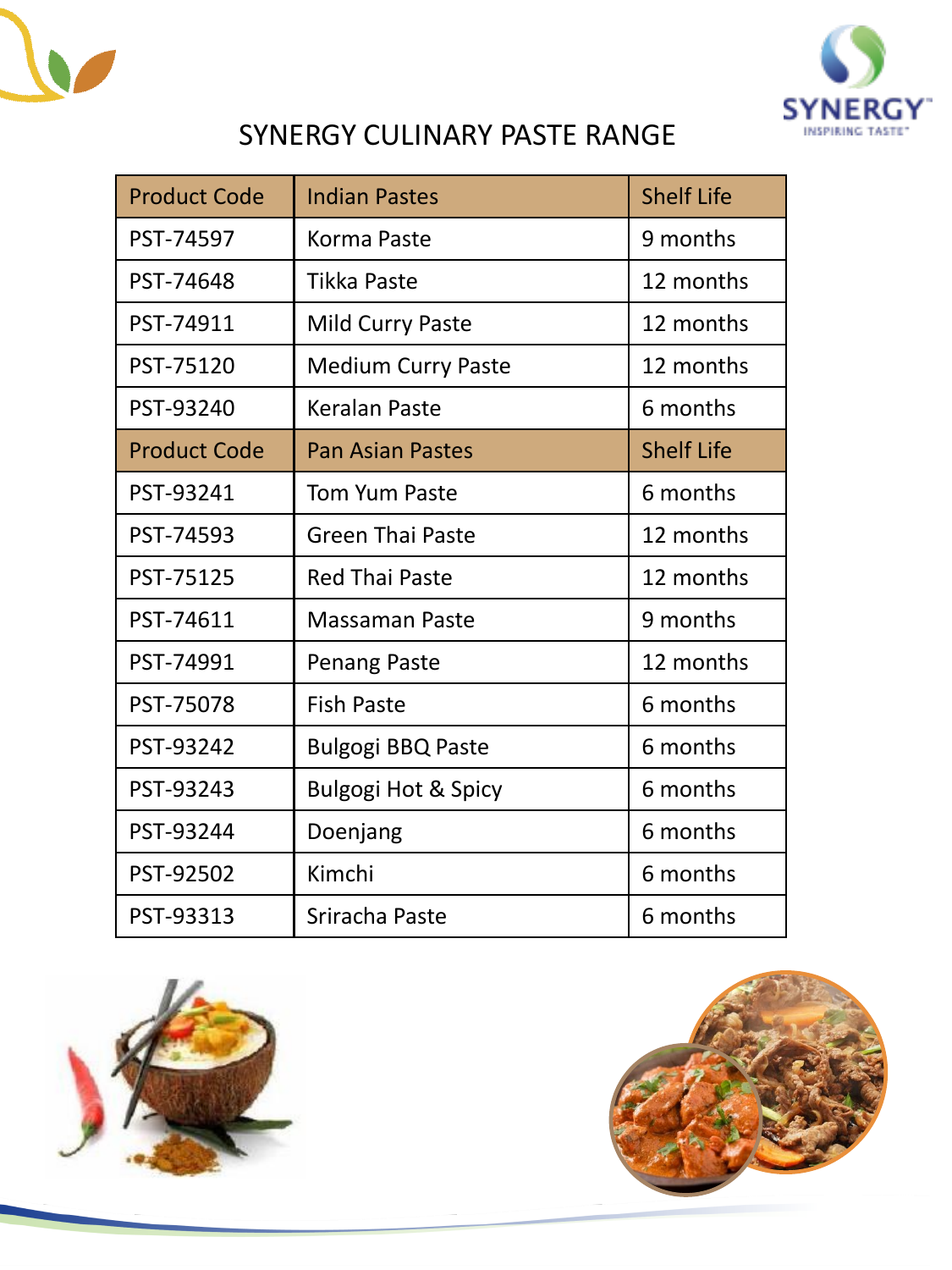# SYNERGY CULINARY PASTE RANGE

| Product Code | Indian Pastes | Shelf Life |
|---|---|---|
| PST-74597 | Korma Paste | 9 months |
| PST-74648 | Tikka Paste | 12 months |
| PST-74911 | Mild Curry Paste | 12 months |
| PST-75120 | Medium Curry Paste | 12 months |
| PST-93240 | Keralan Paste | 6 months |
| **Product Code** | **Pan Asian Pastes** | **Shelf Life** |
| PST-93241 | Tom Yum Paste | 6 months |
| PST-74593 | Green Thai Paste | 12 months |
| PST-75125 | Red Thai Paste | 12 months |
| PST-74611 | Massaman Paste | 9 months |
| PST-74991 | Penang Paste | 12 months |
| PST-75078 | Fish Paste | 6 months |
| PST-93242 | Bulgogi BBQ Paste | 6 months |
| PST-93243 | Bulgogi Hot & Spicy | 6 months |
| PST-93244 | Doenjang | 6 months |
| PST-92502 | Kimchi | 6 months |
| PST-93313 | Sriracha Paste | 6 months |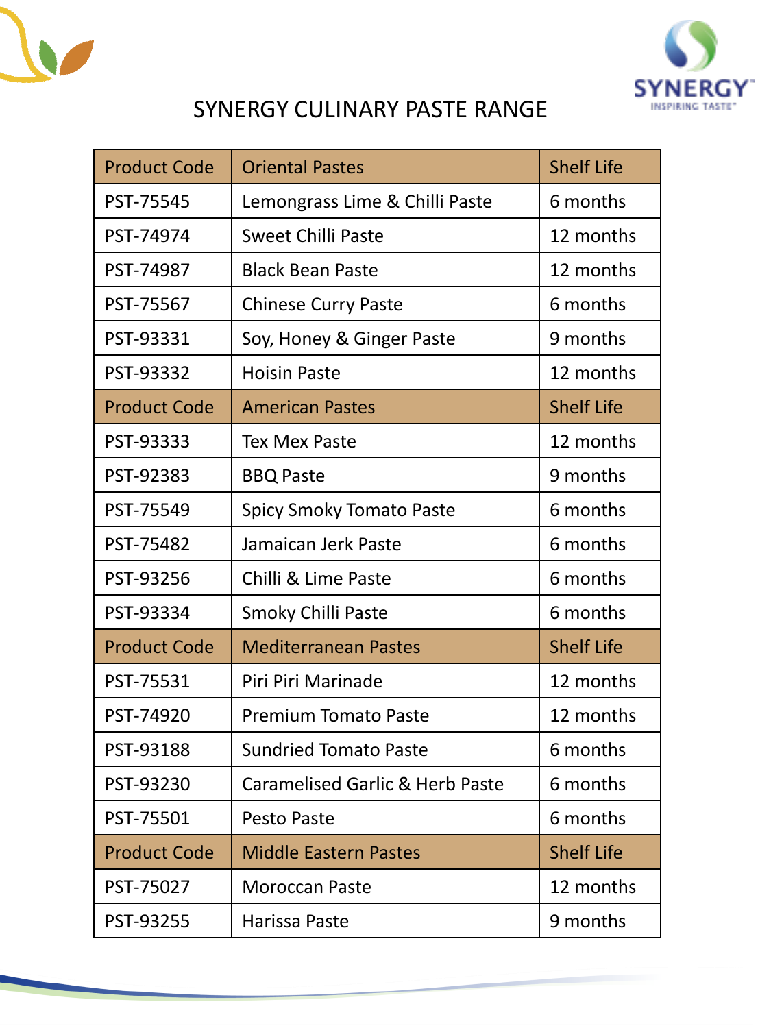# SYNERGY CULINARY PASTE RANGE

| Product Code | Oriental Pastes | Shelf Life |
|---|---|---|
| PST-75545 | Lemongrass Lime & Chilli Paste | 6 months |
| PST-74974 | Sweet Chilli Paste | 12 months |
| PST-74987 | Black Bean Paste | 12 months |
| PST-75567 | Chinese Curry Paste | 6 months |
| PST-93331 | Soy, Honey & Ginger Paste | 9 months |
| PST-93332 | Hoisin Paste | 12 months |
| **Product Code** | **American Pastes** | **Shelf Life** |
| PST-93333 | Tex Mex Paste | 12 months |
| PST-92383 | BBQ Paste | 9 months |
| PST-75549 | Spicy Smoky Tomato Paste | 6 months |
| PST-75482 | Jamaican Jerk Paste | 6 months |
| PST-93256 | Chilli & Lime Paste | 6 months |
| PST-93334 | Smoky Chilli Paste | 6 months |
| **Product Code** | **Mediterranean Pastes** | **Shelf Life** |
| PST-75531 | Piri Piri Marinade | 12 months |
| PST-74920 | Premium Tomato Paste | 12 months |
| PST-93188 | Sundried Tomato Paste | 6 months |
| PST-93230 | Caramelised Garlic & Herb Paste | 6 months |
| PST-75501 | Pesto Paste | 6 months |
| **Product Code** | **Middle Eastern Pastes** | **Shelf Life** |
| PST-75027 | Moroccan Paste | 12 months |
| PST-93255 | Harissa Paste | 9 months |